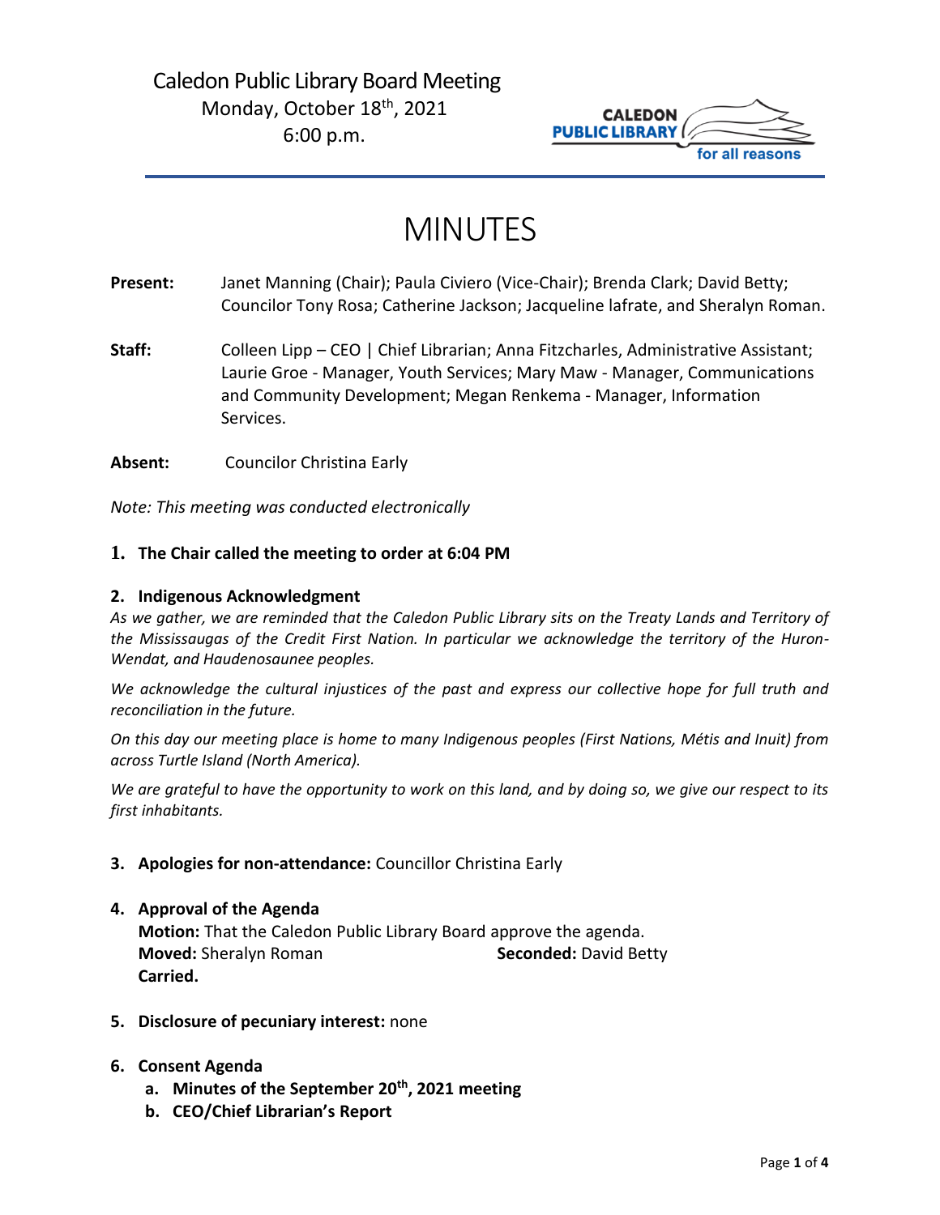# Caledon Public Library Board Meeting

Monday, October 18th, 2021

6:00 p.m.

# MINUTES

**Present:** Janet Manning (Chair); Paula Civiero (Vice-Chair); Brenda Clark; David Betty; Councilor Tony Rosa; Catherine Jackson; Jacqueline Iafrate, and Sheralyn Roman.

**Staff:** Colleen Lipp – CEO | Chief Librarian; Anna Fitzcharles, Administrative Assistant; Laurie Groe - Manager, Youth Services; Mary Maw - Manager, Communications and Community Development; Megan Renkema - Manager, Information Services.

**Absent:** Councilor Christina Early

*Note: This meeting was conducted electronically*

1. **The Chair called the meeting to order at 6:04 PM**

2. **Indigenous Acknowledgment**

*As we gather, we are reminded that the Caledon Public Library sits on the Treaty Lands and Territory of the Mississaugas of the Credit First Nation. In particular we acknowledge the territory of the Huron-Wendat, and Haudenosaunee peoples.*

*We acknowledge the cultural injustices of the past and express our collective hope for full truth and reconciliation in the future.*

*On this day our meeting place is home to many Indigenous peoples (First Nations, Métis and Inuit) from across Turtle Island (North America).*

*We are grateful to have the opportunity to work on this land, and by doing so, we give our respect to its first inhabitants.*

3. **Apologies for non-attendance:** Councillor Christina Early

4. **Approval of the Agenda**
   **Motion:** That the Caledon Public Library Board approve the agenda.
   **Moved:** Sheralyn Roman **Seconded:** David Betty
   **Carried.**

5. **Disclosure of pecuniary interest:** none

6. **Consent Agenda**
   a. **Minutes of the September 20th, 2021 meeting**
   b. **CEO/Chief Librarian's Report**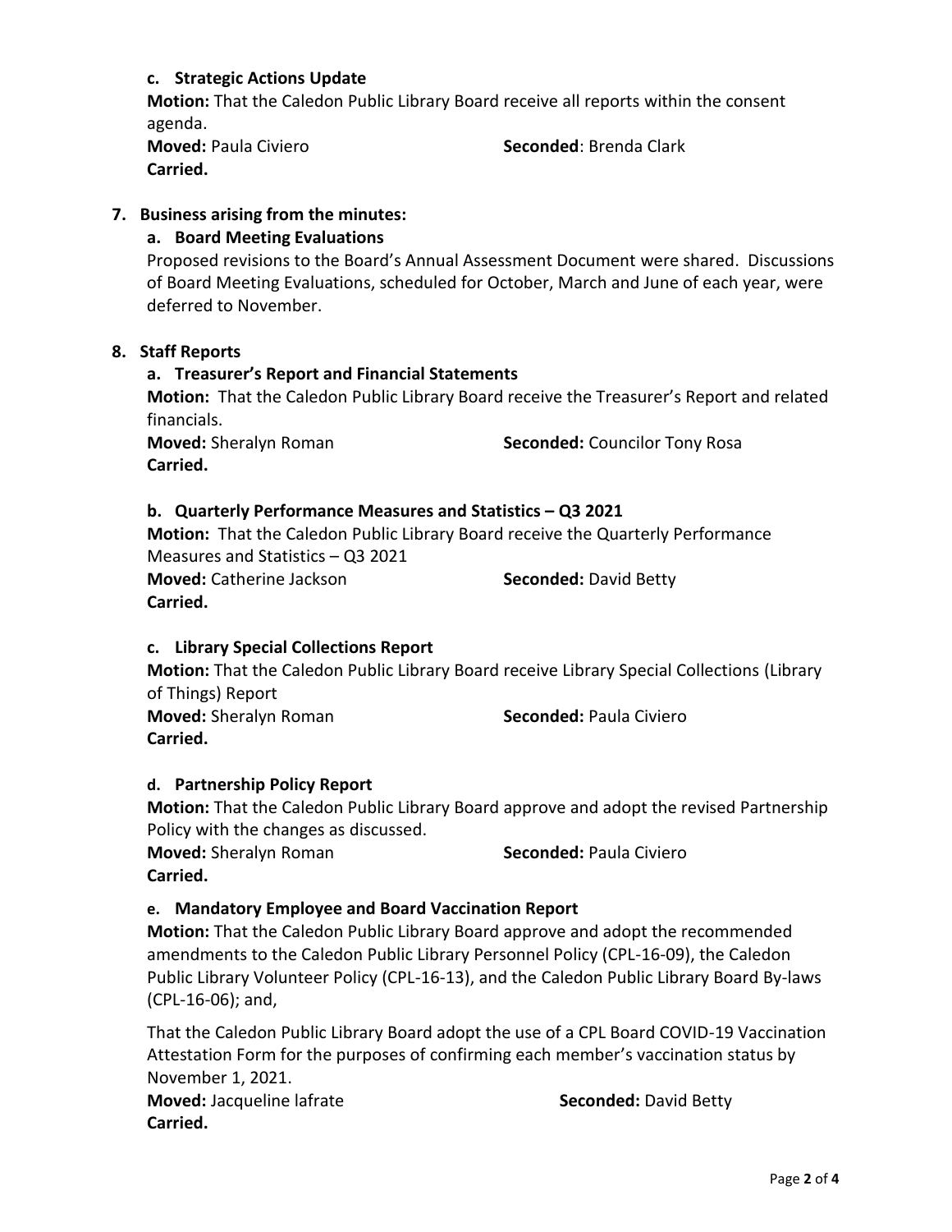**c. Strategic Actions Update**

**Motion:** That the Caledon Public Library Board receive all reports within the consent agenda.

**Moved:** Paula Civiero **Seconded**: Brenda Clark

**Carried.**

**7. Business arising from the minutes:**

**a. Board Meeting Evaluations**

Proposed revisions to the Board's Annual Assessment Document were shared. Discussions of Board Meeting Evaluations, scheduled for October, March and June of each year, were deferred to November.

**8. Staff Reports**

**a. Treasurer's Report and Financial Statements**

**Motion:** That the Caledon Public Library Board receive the Treasurer's Report and related financials.

**Moved:** Sheralyn Roman **Seconded:** Councilor Tony Rosa

**Carried.**

**b. Quarterly Performance Measures and Statistics – Q3 2021**

**Motion:** That the Caledon Public Library Board receive the Quarterly Performance Measures and Statistics – Q3 2021

**Moved:** Catherine Jackson **Seconded:** David Betty

**Carried.**

**c. Library Special Collections Report**

**Motion:** That the Caledon Public Library Board receive Library Special Collections (Library of Things) Report

**Moved:** Sheralyn Roman **Seconded:** Paula Civiero

**Carried.**

**d. Partnership Policy Report**

**Motion:** That the Caledon Public Library Board approve and adopt the revised Partnership Policy with the changes as discussed.

**Moved:** Sheralyn Roman **Seconded:** Paula Civiero

**Carried.**

**e. Mandatory Employee and Board Vaccination Report**

**Motion:** That the Caledon Public Library Board approve and adopt the recommended amendments to the Caledon Public Library Personnel Policy (CPL-16-09), the Caledon Public Library Volunteer Policy (CPL-16-13), and the Caledon Public Library Board By-laws (CPL-16-06); and,

That the Caledon Public Library Board adopt the use of a CPL Board COVID-19 Vaccination Attestation Form for the purposes of confirming each member's vaccination status by November 1, 2021.

**Moved:** Jacqueline lafrate **Seconded:** David Betty

**Carried.**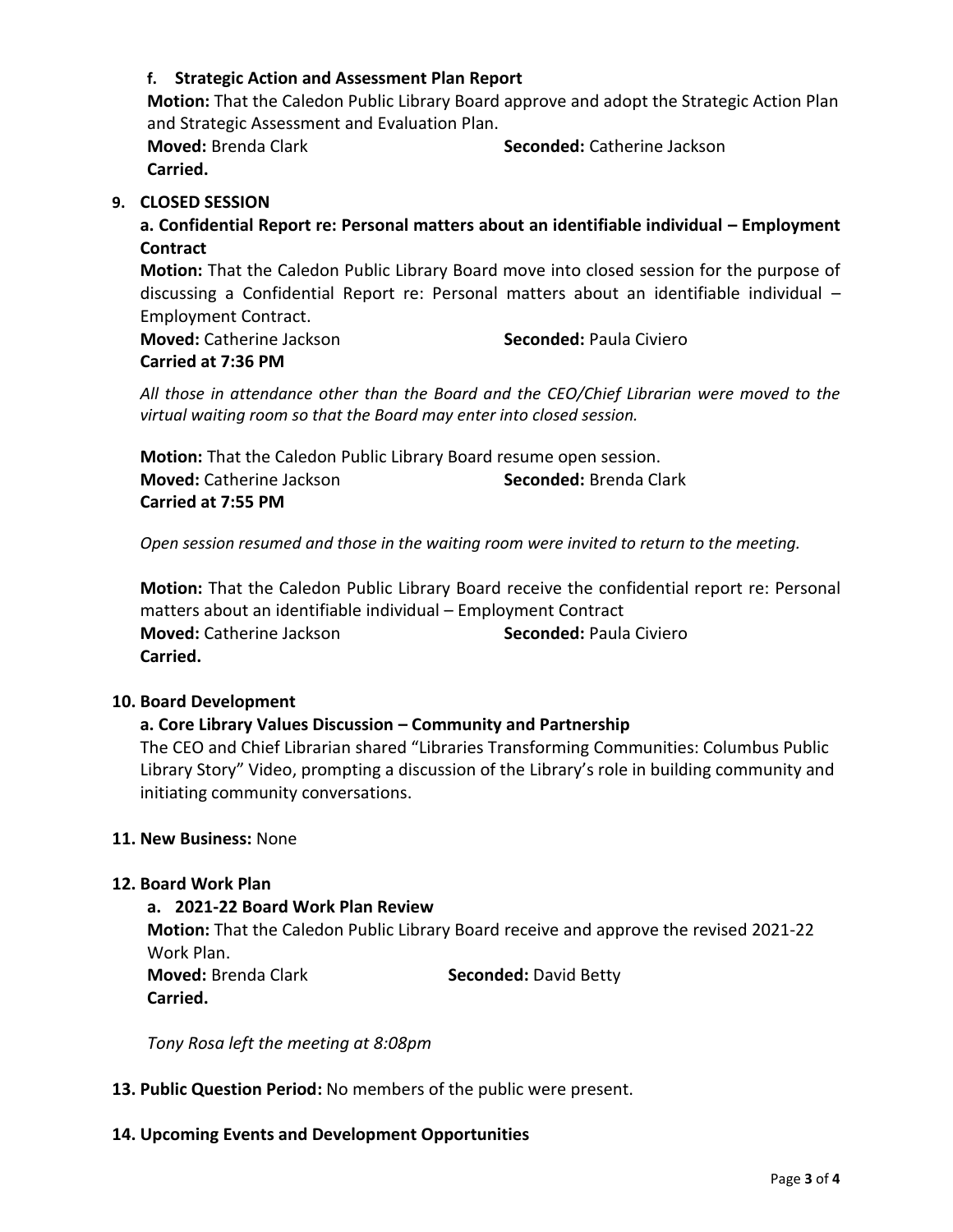**f. Strategic Action and Assessment Plan Report**

**Motion:** That the Caledon Public Library Board approve and adopt the Strategic Action Plan and Strategic Assessment and Evaluation Plan.

**Moved:** Brenda Clark **Seconded:** Catherine Jackson

**Carried.**

## 9. CLOSED SESSION

**a. Confidential Report re: Personal matters about an identifiable individual – Employment Contract**

**Motion:** That the Caledon Public Library Board move into closed session for the purpose of discussing a Confidential Report re: Personal matters about an identifiable individual – Employment Contract.

**Moved:** Catherine Jackson **Seconded:** Paula Civiero

**Carried at 7:36 PM**

*All those in attendance other than the Board and the CEO/Chief Librarian were moved to the virtual waiting room so that the Board may enter into closed session.*

**Motion:** That the Caledon Public Library Board resume open session.

**Moved:** Catherine Jackson **Seconded:** Brenda Clark

**Carried at 7:55 PM**

*Open session resumed and those in the waiting room were invited to return to the meeting.*

**Motion:** That the Caledon Public Library Board receive the confidential report re: Personal matters about an identifiable individual – Employment Contract

**Moved:** Catherine Jackson **Seconded:** Paula Civiero

**Carried.**

## 10. Board Development

**a. Core Library Values Discussion – Community and Partnership**

The CEO and Chief Librarian shared "Libraries Transforming Communities: Columbus Public Library Story" Video, prompting a discussion of the Library's role in building community and initiating community conversations.

## 11. New Business: None

## 12. Board Work Plan

**a. 2021-22 Board Work Plan Review**

**Motion:** That the Caledon Public Library Board receive and approve the revised 2021-22 Work Plan.

**Moved:** Brenda Clark **Seconded:** David Betty

**Carried.**

*Tony Rosa left the meeting at 8:08pm*

## 13. Public Question Period: No members of the public were present.

## 14. Upcoming Events and Development Opportunities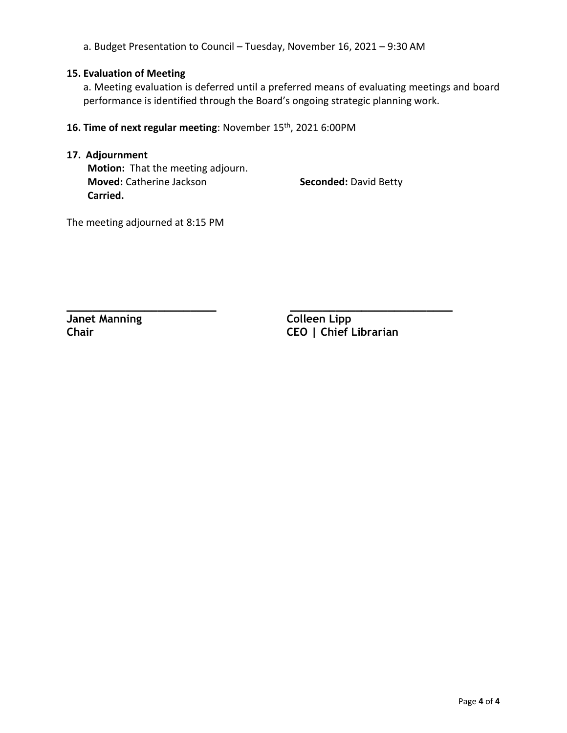a. Budget Presentation to Council – Tuesday, November 16, 2021 – 9:30 AM

**15. Evaluation of Meeting**

a. Meeting evaluation is deferred until a preferred means of evaluating meetings and board performance is identified through the Board's ongoing strategic planning work.

**16. Time of next regular meeting**: November 15th, 2021 6:00PM

**17. Adjournment**

**Motion:** That the meeting adjourn.
**Moved:** Catherine Jackson **Seconded:** David Betty
**Carried.**

The meeting adjourned at 8:15 PM

______________________ ______________________
**Janet Manning** **Colleen Lipp**
**Chair** **CEO | Chief Librarian**